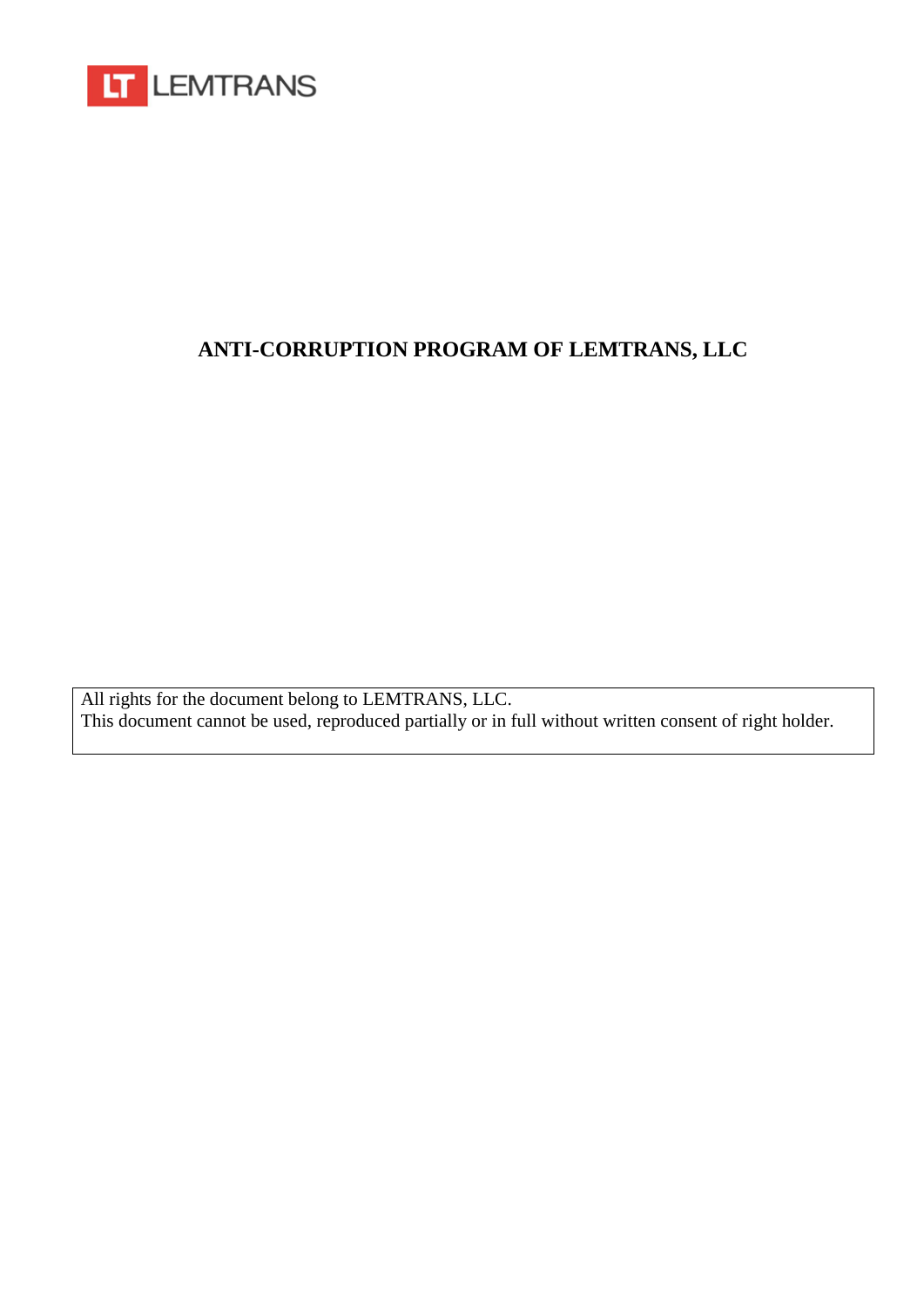LT LEMTRANS

# ANTI-CORRUPTION PROGRAM OF LEMTRANS, LLC

All rights for the document belong to LEMTRANS, LLC.
This document cannot be used, reproduced partially or in full without written consent of right holder.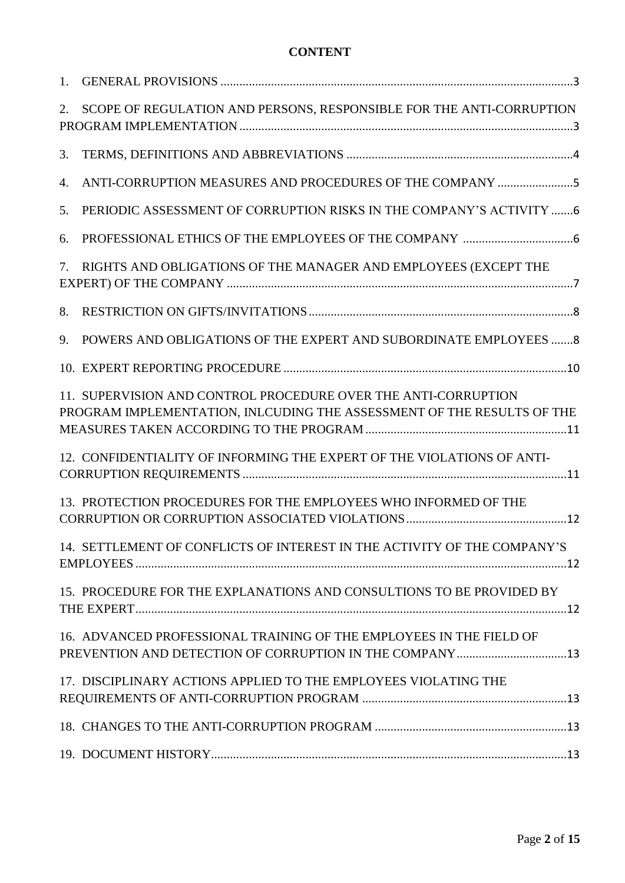# CONTENT

1. GENERAL PROVISIONS ....................................................................................................3
2. SCOPE OF REGULATION AND PERSONS, RESPONSIBLE FOR THE ANTI-CORRUPTION PROGRAM IMPLEMENTATION ....................................................................................................3
3. TERMS, DEFINITIONS AND ABBREVIATIONS ....................................................................4
4. ANTI-CORRUPTION MEASURES AND PROCEDURES OF THE COMPANY ........................5
5. PERIODIC ASSESSMENT OF CORRUPTION RISKS IN THE COMPANY'S ACTIVITY .......6
6. PROFESSIONAL ETHICS OF THE EMPLOYEES OF THE COMPANY ..................................6
7. RIGHTS AND OBLIGATIONS OF THE MANAGER AND EMPLOYEES (EXCEPT THE EXPERT) OF THE COMPANY ....................................................................................................7
8. RESTRICTION ON GIFTS/INVITATIONS ....................................................................................8
9. POWERS AND OBLIGATIONS OF THE EXPERT AND SUBORDINATE EMPLOYEES .......8
10. EXPERT REPORTING PROCEDURE ..........................................................................................10
11. SUPERVISION AND CONTROL PROCEDURE OVER THE ANTI-CORRUPTION PROGRAM IMPLEMENTATION, INLCUDING THE ASSESSMENT OF THE RESULTS OF THE MEASURES TAKEN ACCORDING TO THE PROGRAM ................................................................11
12. CONFIDENTIALITY OF INFORMING THE EXPERT OF THE VIOLATIONS OF ANTI-CORRUPTION REQUIREMENTS .......................................................................................................11
13. PROTECTION PROCEDURES FOR THE EMPLOYEES WHO INFORMED OF THE CORRUPTION OR CORRUPTION ASSOCIATED VIOLATIONS ...................................................12
14. SETTLEMENT OF CONFLICTS OF INTEREST IN THE ACTIVITY OF THE COMPANY'S EMPLOYEES .........................................................................................................................................12
15. PROCEDURE FOR THE EXPLANATIONS AND CONSULTIONS TO BE PROVIDED BY THE EXPERT ........................................................................................................................................12
16. ADVANCED PROFESSIONAL TRAINING OF THE EMPLOYEES IN THE FIELD OF PREVENTION AND DETECTION OF CORRUPTION IN THE COMPANY ...................................13
17. DISCIPLINARY ACTIONS APPLIED TO THE EMPLOYEES VIOLATING THE REQUIREMENTS OF ANTI-CORRUPTION PROGRAM .................................................................13
18. CHANGES TO THE ANTI-CORRUPTION PROGRAM .............................................................13
19. DOCUMENT HISTORY .................................................................................................................13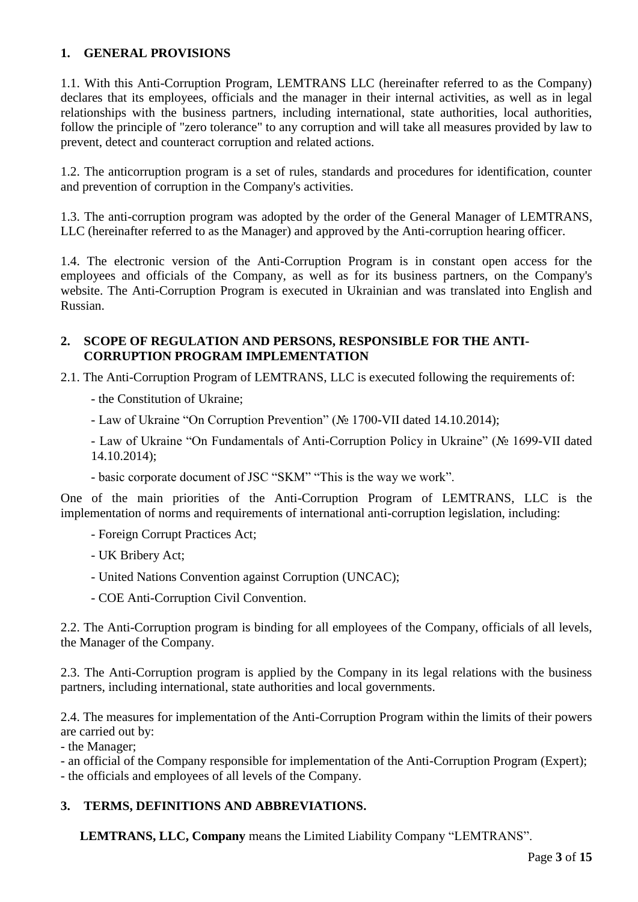## 1. GENERAL PROVISIONS

1.1. With this Anti-Corruption Program, LEMTRANS LLC (hereinafter referred to as the Company) declares that its employees, officials and the manager in their internal activities, as well as in legal relationships with the business partners, including international, state authorities, local authorities, follow the principle of "zero tolerance" to any corruption and will take all measures provided by law to prevent, detect and counteract corruption and related actions.

1.2. The anticorruption program is a set of rules, standards and procedures for identification, counter and prevention of corruption in the Company's activities.

1.3. The anti-corruption program was adopted by the order of the General Manager of LEMTRANS, LLC (hereinafter referred to as the Manager) and approved by the Anti-corruption hearing officer.

1.4. The electronic version of the Anti-Corruption Program is in constant open access for the employees and officials of the Company, as well as for its business partners, on the Company's website. The Anti-Corruption Program is executed in Ukrainian and was translated into English and Russian.

## 2. SCOPE OF REGULATION AND PERSONS, RESPONSIBLE FOR THE ANTI-CORRUPTION PROGRAM IMPLEMENTATION

2.1. The Anti-Corruption Program of LEMTRANS, LLC is executed following the requirements of:

- the Constitution of Ukraine;
- Law of Ukraine "On Corruption Prevention" (№ 1700-VII dated 14.10.2014);
- Law of Ukraine "On Fundamentals of Anti-Corruption Policy in Ukraine" (№ 1699-VII dated 14.10.2014);
- basic corporate document of JSC "SKM" "This is the way we work".

One of the main priorities of the Anti-Corruption Program of LEMTRANS, LLC is the implementation of norms and requirements of international anti-corruption legislation, including:

- Foreign Corrupt Practices Act;
- UK Bribery Act;
- United Nations Convention against Corruption (UNCAC);
- COE Anti-Corruption Civil Convention.

2.2. The Anti-Corruption program is binding for all employees of the Company, officials of all levels, the Manager of the Company.

2.3. The Anti-Corruption program is applied by the Company in its legal relations with the business partners, including international, state authorities and local governments.

2.4. The measures for implementation of the Anti-Corruption Program within the limits of their powers are carried out by:

- the Manager;
- an official of the Company responsible for implementation of the Anti-Corruption Program (Expert);
- the officials and employees of all levels of the Company.

## 3. TERMS, DEFINITIONS AND ABBREVIATIONS.

**LEMTRANS, LLC, Company** means the Limited Liability Company "LEMTRANS".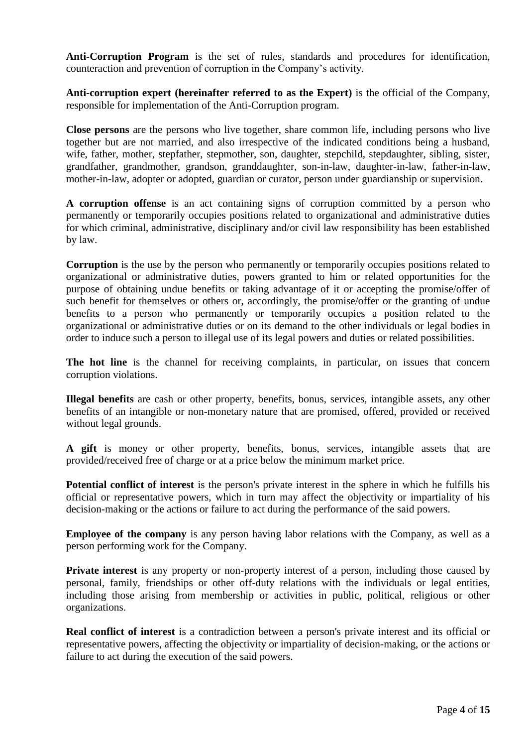**Anti-Corruption Program** is the set of rules, standards and procedures for identification, counteraction and prevention of corruption in the Company's activity.

**Anti-corruption expert (hereinafter referred to as the Expert)** is the official of the Company, responsible for implementation of the Anti-Corruption program.

**Close persons** are the persons who live together, share common life, including persons who live together but are not married, and also irrespective of the indicated conditions being a husband, wife, father, mother, stepfather, stepmother, son, daughter, stepchild, stepdaughter, sibling, sister, grandfather, grandmother, grandson, granddaughter, son-in-law, daughter-in-law, father-in-law, mother-in-law, adopter or adopted, guardian or curator, person under guardianship or supervision.

**A corruption offense** is an act containing signs of corruption committed by a person who permanently or temporarily occupies positions related to organizational and administrative duties for which criminal, administrative, disciplinary and/or civil law responsibility has been established by law.

**Corruption** is the use by the person who permanently or temporarily occupies positions related to organizational or administrative duties, powers granted to him or related opportunities for the purpose of obtaining undue benefits or taking advantage of it or accepting the promise/offer of such benefit for themselves or others or, accordingly, the promise/offer or the granting of undue benefits to a person who permanently or temporarily occupies a position related to the organizational or administrative duties or on its demand to the other individuals or legal bodies in order to induce such a person to illegal use of its legal powers and duties or related possibilities.

**The hot line** is the channel for receiving complaints, in particular, on issues that concern corruption violations.

**Illegal benefits** are cash or other property, benefits, bonus, services, intangible assets, any other benefits of an intangible or non-monetary nature that are promised, offered, provided or received without legal grounds.

**A gift** is money or other property, benefits, bonus, services, intangible assets that are provided/received free of charge or at a price below the minimum market price.

**Potential conflict of interest** is the person's private interest in the sphere in which he fulfills his official or representative powers, which in turn may affect the objectivity or impartiality of his decision-making or the actions or failure to act during the performance of the said powers.

**Employee of the company** is any person having labor relations with the Company, as well as a person performing work for the Company.

**Private interest** is any property or non-property interest of a person, including those caused by personal, family, friendships or other off-duty relations with the individuals or legal entities, including those arising from membership or activities in public, political, religious or other organizations.

**Real conflict of interest** is a contradiction between a person's private interest and its official or representative powers, affecting the objectivity or impartiality of decision-making, or the actions or failure to act during the execution of the said powers.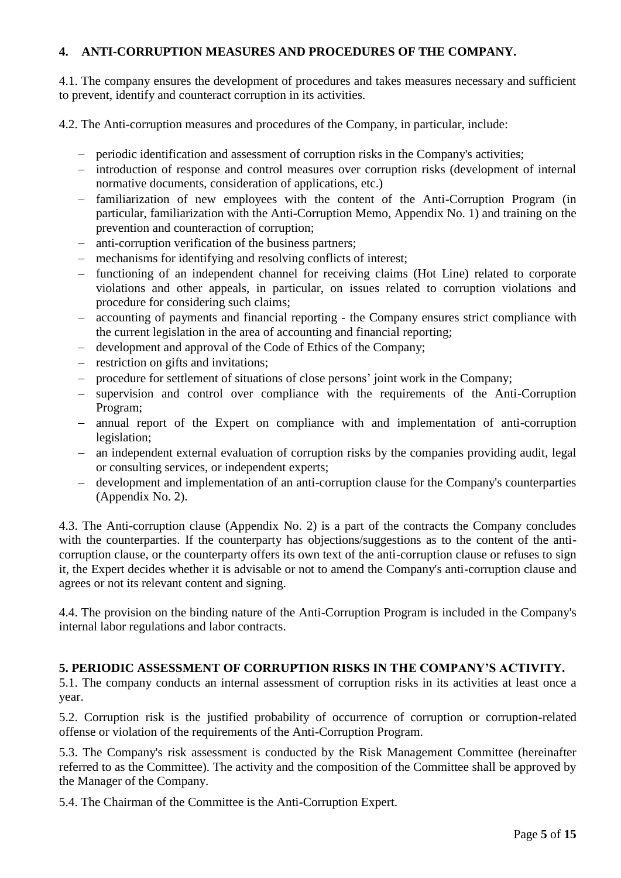## 4. ANTI-CORRUPTION MEASURES AND PROCEDURES OF THE COMPANY.

4.1. The company ensures the development of procedures and takes measures necessary and sufficient to prevent, identify and counteract corruption in its activities.

4.2. The Anti-corruption measures and procedures of the Company, in particular, include:

- periodic identification and assessment of corruption risks in the Company's activities;
- introduction of response and control measures over corruption risks (development of internal normative documents, consideration of applications, etc.)
- familiarization of new employees with the content of the Anti-Corruption Program (in particular, familiarization with the Anti-Corruption Memo, Appendix No. 1) and training on the prevention and counteraction of corruption;
- anti-corruption verification of the business partners;
- mechanisms for identifying and resolving conflicts of interest;
- functioning of an independent channel for receiving claims (Hot Line) related to corporate violations and other appeals, in particular, on issues related to corruption violations and procedure for considering such claims;
- accounting of payments and financial reporting - the Company ensures strict compliance with the current legislation in the area of accounting and financial reporting;
- development and approval of the Code of Ethics of the Company;
- restriction on gifts and invitations;
- procedure for settlement of situations of close persons' joint work in the Company;
- supervision and control over compliance with the requirements of the Anti-Corruption Program;
- annual report of the Expert on compliance with and implementation of anti-corruption legislation;
- an independent external evaluation of corruption risks by the companies providing audit, legal or consulting services, or independent experts;
- development and implementation of an anti-corruption clause for the Company's counterparties (Appendix No. 2).

4.3. The Anti-corruption clause (Appendix No. 2) is a part of the contracts the Company concludes with the counterparties. If the counterparty has objections/suggestions as to the content of the anti-corruption clause, or the counterparty offers its own text of the anti-corruption clause or refuses to sign it, the Expert decides whether it is advisable or not to amend the Company's anti-corruption clause and agrees or not its relevant content and signing.

4.4. The provision on the binding nature of the Anti-Corruption Program is included in the Company's internal labor regulations and labor contracts.

## 5. PERIODIC ASSESSMENT OF CORRUPTION RISKS IN THE COMPANY'S ACTIVITY.

5.1. The company conducts an internal assessment of corruption risks in its activities at least once a year.

5.2. Corruption risk is the justified probability of occurrence of corruption or corruption-related offense or violation of the requirements of the Anti-Corruption Program.

5.3. The Company's risk assessment is conducted by the Risk Management Committee (hereinafter referred to as the Committee). The activity and the composition of the Committee shall be approved by the Manager of the Company.

5.4. The Chairman of the Committee is the Anti-Corruption Expert.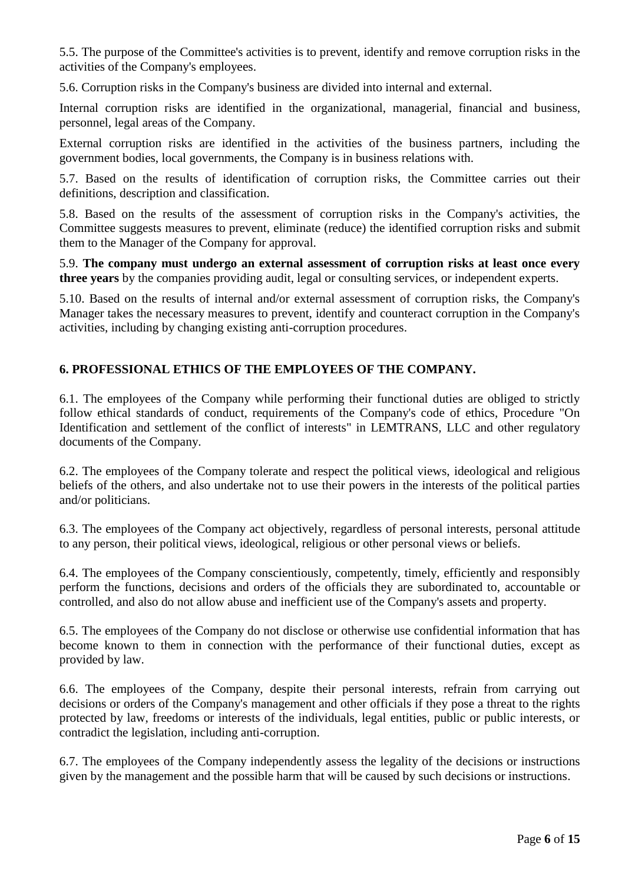5.5. The purpose of the Committee's activities is to prevent, identify and remove corruption risks in the activities of the Company's employees.

5.6. Corruption risks in the Company's business are divided into internal and external.

Internal corruption risks are identified in the organizational, managerial, financial and business, personnel, legal areas of the Company.

External corruption risks are identified in the activities of the business partners, including the government bodies, local governments, the Company is in business relations with.

5.7. Based on the results of identification of corruption risks, the Committee carries out their definitions, description and classification.

5.8. Based on the results of the assessment of corruption risks in the Company's activities, the Committee suggests measures to prevent, eliminate (reduce) the identified corruption risks and submit them to the Manager of the Company for approval.

5.9. **The company must undergo an external assessment of corruption risks at least once every three years** by the companies providing audit, legal or consulting services, or independent experts.

5.10. Based on the results of internal and/or external assessment of corruption risks, the Company's Manager takes the necessary measures to prevent, identify and counteract corruption in the Company's activities, including by changing existing anti-corruption procedures.

## 6. PROFESSIONAL ETHICS OF THE EMPLOYEES OF THE COMPANY.

6.1. The employees of the Company while performing their functional duties are obliged to strictly follow ethical standards of conduct, requirements of the Company's code of ethics, Procedure "On Identification and settlement of the conflict of interests" in LEMTRANS, LLC and other regulatory documents of the Company.

6.2. The employees of the Company tolerate and respect the political views, ideological and religious beliefs of the others, and also undertake not to use their powers in the interests of the political parties and/or politicians.

6.3. The employees of the Company act objectively, regardless of personal interests, personal attitude to any person, their political views, ideological, religious or other personal views or beliefs.

6.4. The employees of the Company conscientiously, competently, timely, efficiently and responsibly perform the functions, decisions and orders of the officials they are subordinated to, accountable or controlled, and also do not allow abuse and inefficient use of the Company's assets and property.

6.5. The employees of the Company do not disclose or otherwise use confidential information that has become known to them in connection with the performance of their functional duties, except as provided by law.

6.6. The employees of the Company, despite their personal interests, refrain from carrying out decisions or orders of the Company's management and other officials if they pose a threat to the rights protected by law, freedoms or interests of the individuals, legal entities, public or public interests, or contradict the legislation, including anti-corruption.

6.7. The employees of the Company independently assess the legality of the decisions or instructions given by the management and the possible harm that will be caused by such decisions or instructions.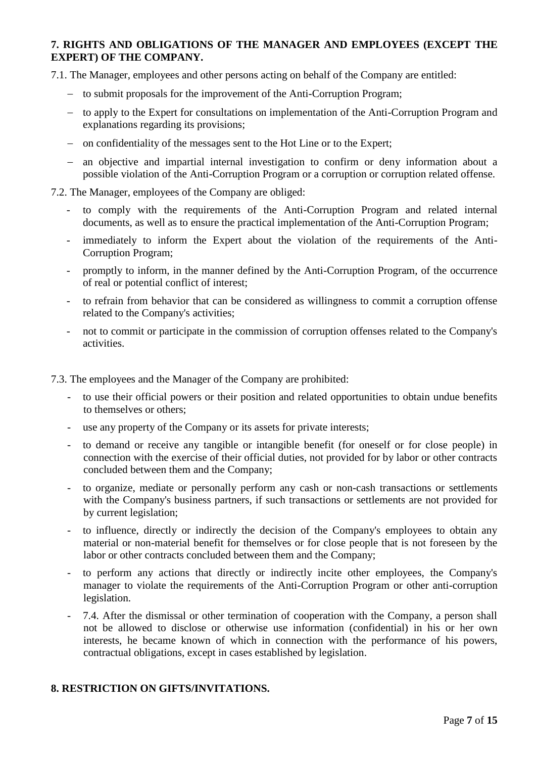## 7. RIGHTS AND OBLIGATIONS OF THE MANAGER AND EMPLOYEES (EXCEPT THE EXPERT) OF THE COMPANY.

7.1. The Manager, employees and other persons acting on behalf of the Company are entitled:

- to submit proposals for the improvement of the Anti-Corruption Program;
- to apply to the Expert for consultations on implementation of the Anti-Corruption Program and explanations regarding its provisions;
- on confidentiality of the messages sent to the Hot Line or to the Expert;
- an objective and impartial internal investigation to confirm or deny information about a possible violation of the Anti-Corruption Program or a corruption or corruption related offense.

7.2. The Manager, employees of the Company are obliged:

- to comply with the requirements of the Anti-Corruption Program and related internal documents, as well as to ensure the practical implementation of the Anti-Corruption Program;
- immediately to inform the Expert about the violation of the requirements of the Anti-Corruption Program;
- promptly to inform, in the manner defined by the Anti-Corruption Program, of the occurrence of real or potential conflict of interest;
- to refrain from behavior that can be considered as willingness to commit a corruption offense related to the Company's activities;
- not to commit or participate in the commission of corruption offenses related to the Company's activities.

7.3. The employees and the Manager of the Company are prohibited:

- to use their official powers or their position and related opportunities to obtain undue benefits to themselves or others;
- use any property of the Company or its assets for private interests;
- to demand or receive any tangible or intangible benefit (for oneself or for close people) in connection with the exercise of their official duties, not provided for by labor or other contracts concluded between them and the Company;
- to organize, mediate or personally perform any cash or non-cash transactions or settlements with the Company's business partners, if such transactions or settlements are not provided for by current legislation;
- to influence, directly or indirectly the decision of the Company's employees to obtain any material or non-material benefit for themselves or for close people that is not foreseen by the labor or other contracts concluded between them and the Company;
- to perform any actions that directly or indirectly incite other employees, the Company's manager to violate the requirements of the Anti-Corruption Program or other anti-corruption legislation.
- 7.4. After the dismissal or other termination of cooperation with the Company, a person shall not be allowed to disclose or otherwise use information (confidential) in his or her own interests, he became known of which in connection with the performance of his powers, contractual obligations, except in cases established by legislation.

## 8. RESTRICTION ON GIFTS/INVITATIONS.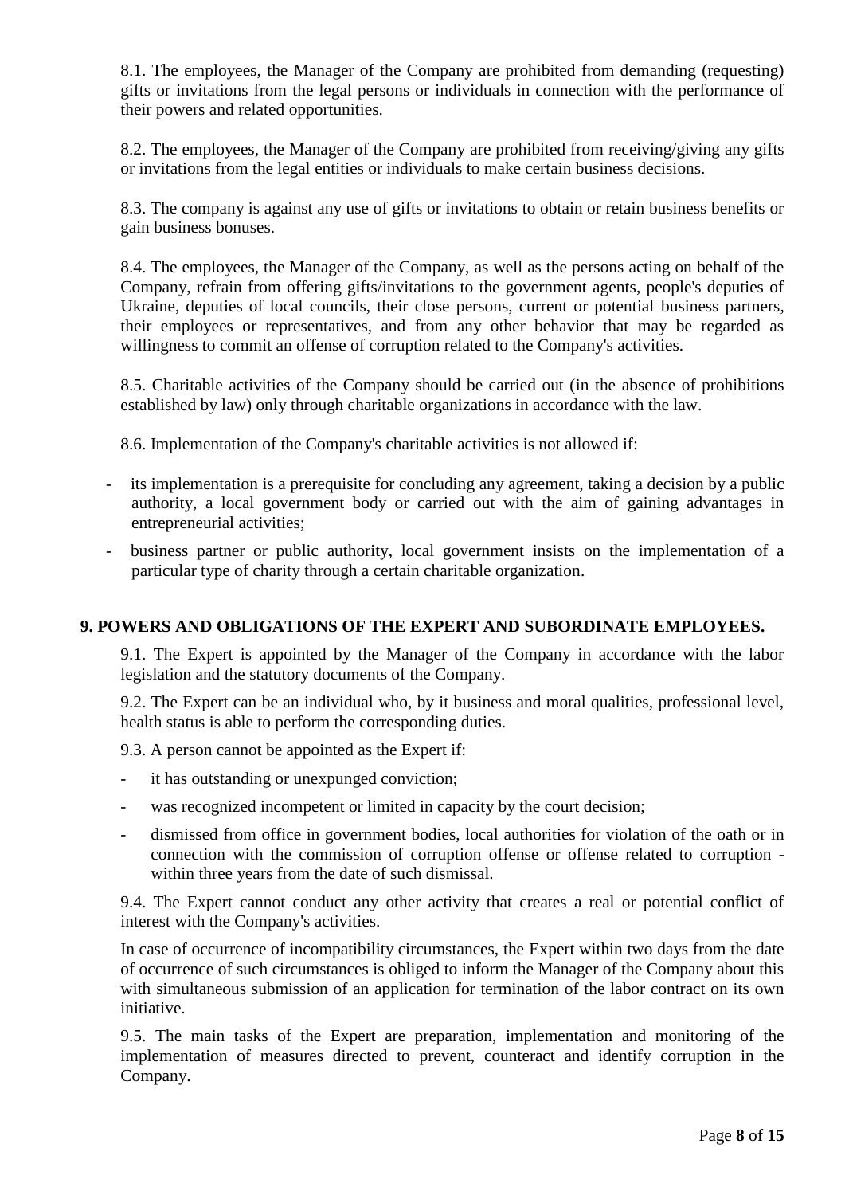8.1. The employees, the Manager of the Company are prohibited from demanding (requesting) gifts or invitations from the legal persons or individuals in connection with the performance of their powers and related opportunities.

8.2. The employees, the Manager of the Company are prohibited from receiving/giving any gifts or invitations from the legal entities or individuals to make certain business decisions.

8.3. The company is against any use of gifts or invitations to obtain or retain business benefits or gain business bonuses.

8.4. The employees, the Manager of the Company, as well as the persons acting on behalf of the Company, refrain from offering gifts/invitations to the government agents, people's deputies of Ukraine, deputies of local councils, their close persons, current or potential business partners, their employees or representatives, and from any other behavior that may be regarded as willingness to commit an offense of corruption related to the Company's activities.

8.5. Charitable activities of the Company should be carried out (in the absence of prohibitions established by law) only through charitable organizations in accordance with the law.

8.6. Implementation of the Company's charitable activities is not allowed if:

- its implementation is a prerequisite for concluding any agreement, taking a decision by a public authority, a local government body or carried out with the aim of gaining advantages in entrepreneurial activities;
- business partner or public authority, local government insists on the implementation of a particular type of charity through a certain charitable organization.

## 9. POWERS AND OBLIGATIONS OF THE EXPERT AND SUBORDINATE EMPLOYEES.

9.1. The Expert is appointed by the Manager of the Company in accordance with the labor legislation and the statutory documents of the Company.

9.2. The Expert can be an individual who, by it business and moral qualities, professional level, health status is able to perform the corresponding duties.

9.3. A person cannot be appointed as the Expert if:

- it has outstanding or unexpunged conviction;
- was recognized incompetent or limited in capacity by the court decision;
- dismissed from office in government bodies, local authorities for violation of the oath or in connection with the commission of corruption offense or offense related to corruption - within three years from the date of such dismissal.

9.4. The Expert cannot conduct any other activity that creates a real or potential conflict of interest with the Company's activities.

In case of occurrence of incompatibility circumstances, the Expert within two days from the date of occurrence of such circumstances is obliged to inform the Manager of the Company about this with simultaneous submission of an application for termination of the labor contract on its own initiative.

9.5. The main tasks of the Expert are preparation, implementation and monitoring of the implementation of measures directed to prevent, counteract and identify corruption in the Company.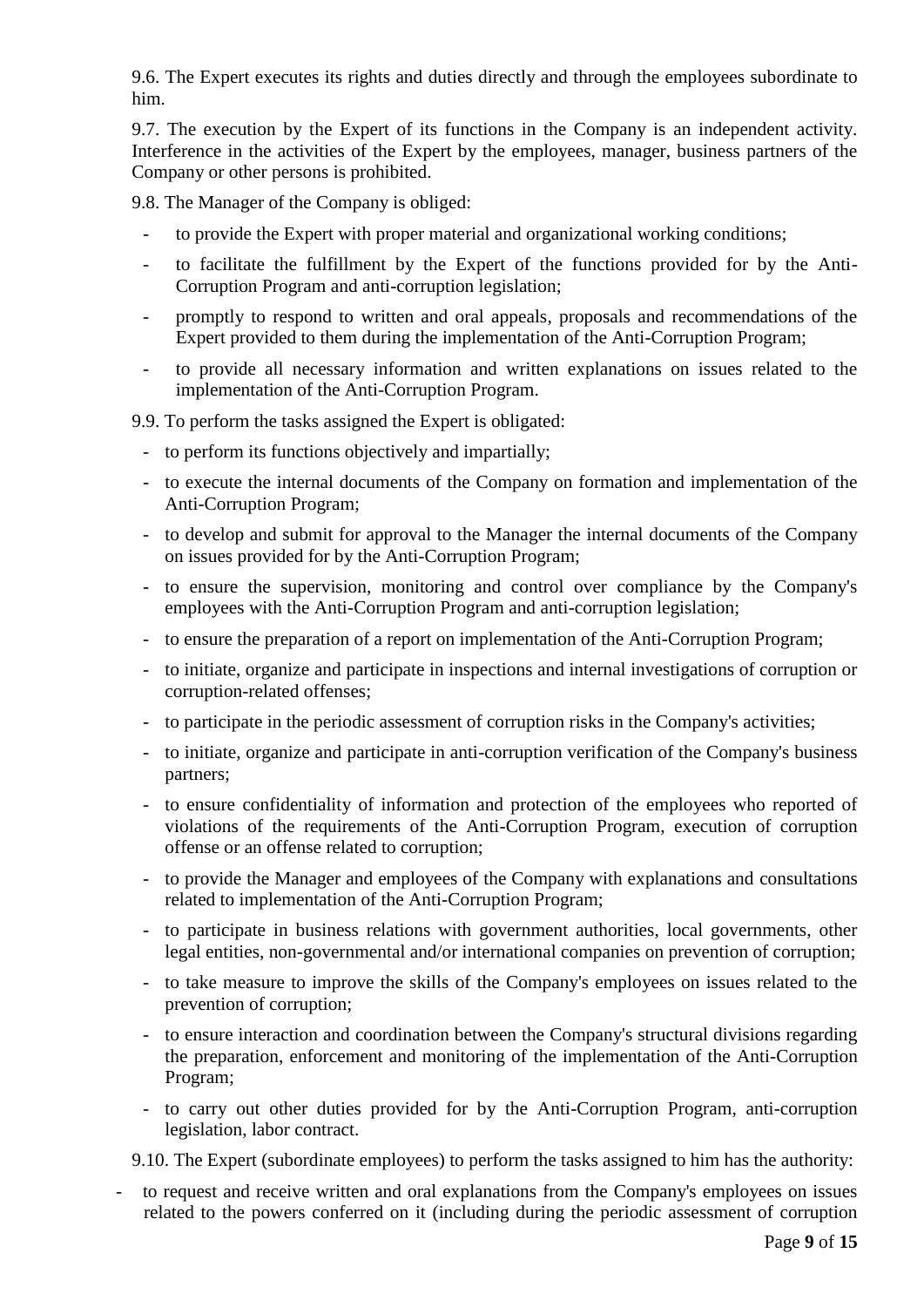9.6. The Expert executes its rights and duties directly and through the employees subordinate to him.

9.7. The execution by the Expert of its functions in the Company is an independent activity. Interference in the activities of the Expert by the employees, manager, business partners of the Company or other persons is prohibited.

9.8. The Manager of the Company is obliged:

- to provide the Expert with proper material and organizational working conditions;
- to facilitate the fulfillment by the Expert of the functions provided for by the Anti-Corruption Program and anti-corruption legislation;
- promptly to respond to written and oral appeals, proposals and recommendations of the Expert provided to them during the implementation of the Anti-Corruption Program;
- to provide all necessary information and written explanations on issues related to the implementation of the Anti-Corruption Program.

9.9. To perform the tasks assigned the Expert is obligated:

- to perform its functions objectively and impartially;
- to execute the internal documents of the Company on formation and implementation of the Anti-Corruption Program;
- to develop and submit for approval to the Manager the internal documents of the Company on issues provided for by the Anti-Corruption Program;
- to ensure the supervision, monitoring and control over compliance by the Company's employees with the Anti-Corruption Program and anti-corruption legislation;
- to ensure the preparation of a report on implementation of the Anti-Corruption Program;
- to initiate, organize and participate in inspections and internal investigations of corruption or corruption-related offenses;
- to participate in the periodic assessment of corruption risks in the Company's activities;
- to initiate, organize and participate in anti-corruption verification of the Company's business partners;
- to ensure confidentiality of information and protection of the employees who reported of violations of the requirements of the Anti-Corruption Program, execution of corruption offense or an offense related to corruption;
- to provide the Manager and employees of the Company with explanations and consultations related to implementation of the Anti-Corruption Program;
- to participate in business relations with government authorities, local governments, other legal entities, non-governmental and/or international companies on prevention of corruption;
- to take measure to improve the skills of the Company's employees on issues related to the prevention of corruption;
- to ensure interaction and coordination between the Company's structural divisions regarding the preparation, enforcement and monitoring of the implementation of the Anti-Corruption Program;
- to carry out other duties provided for by the Anti-Corruption Program, anti-corruption legislation, labor contract.

9.10. The Expert (subordinate employees) to perform the tasks assigned to him has the authority:

- to request and receive written and oral explanations from the Company's employees on issues related to the powers conferred on it (including during the periodic assessment of corruption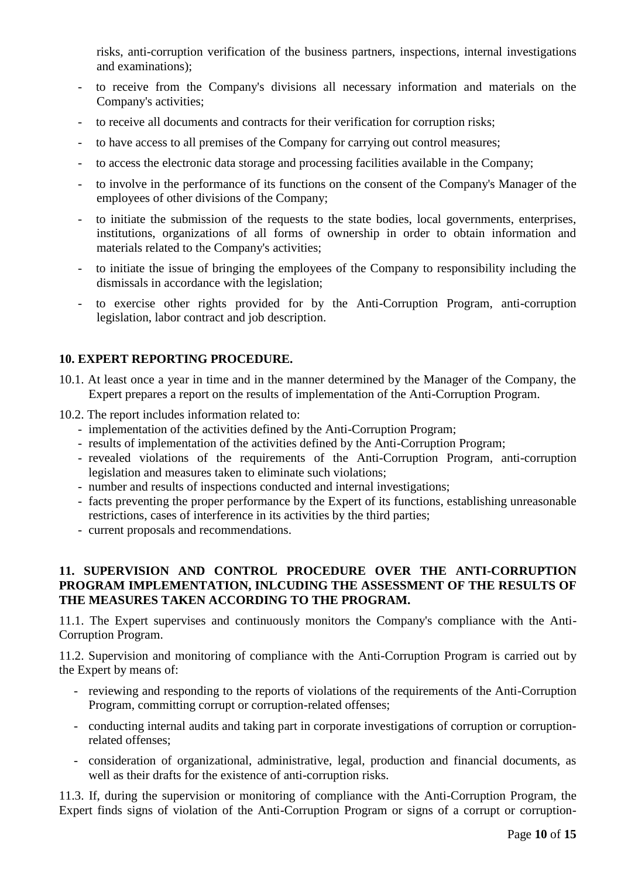risks, anti-corruption verification of the business partners, inspections, internal investigations and examinations);

- to receive from the Company's divisions all necessary information and materials on the Company's activities;
- to receive all documents and contracts for their verification for corruption risks;
- to have access to all premises of the Company for carrying out control measures;
- to access the electronic data storage and processing facilities available in the Company;
- to involve in the performance of its functions on the consent of the Company's Manager of the employees of other divisions of the Company;
- to initiate the submission of the requests to the state bodies, local governments, enterprises, institutions, organizations of all forms of ownership in order to obtain information and materials related to the Company's activities;
- to initiate the issue of bringing the employees of the Company to responsibility including the dismissals in accordance with the legislation;
- to exercise other rights provided for by the Anti-Corruption Program, anti-corruption legislation, labor contract and job description.

## 10. EXPERT REPORTING PROCEDURE.

10.1. At least once a year in time and in the manner determined by the Manager of the Company, the Expert prepares a report on the results of implementation of the Anti-Corruption Program.

10.2. The report includes information related to:

- implementation of the activities defined by the Anti-Corruption Program;
- results of implementation of the activities defined by the Anti-Corruption Program;
- revealed violations of the requirements of the Anti-Corruption Program, anti-corruption legislation and measures taken to eliminate such violations;
- number and results of inspections conducted and internal investigations;
- facts preventing the proper performance by the Expert of its functions, establishing unreasonable restrictions, cases of interference in its activities by the third parties;
- current proposals and recommendations.

## 11. SUPERVISION AND CONTROL PROCEDURE OVER THE ANTI-CORRUPTION PROGRAM IMPLEMENTATION, INLCUDING THE ASSESSMENT OF THE RESULTS OF THE MEASURES TAKEN ACCORDING TO THE PROGRAM.

11.1. The Expert supervises and continuously monitors the Company's compliance with the Anti-Corruption Program.

11.2. Supervision and monitoring of compliance with the Anti-Corruption Program is carried out by the Expert by means of:

- reviewing and responding to the reports of violations of the requirements of the Anti-Corruption Program, committing corrupt or corruption-related offenses;
- conducting internal audits and taking part in corporate investigations of corruption or corruption-related offenses;
- consideration of organizational, administrative, legal, production and financial documents, as well as their drafts for the existence of anti-corruption risks.

11.3. If, during the supervision or monitoring of compliance with the Anti-Corruption Program, the Expert finds signs of violation of the Anti-Corruption Program or signs of a corrupt or corruption-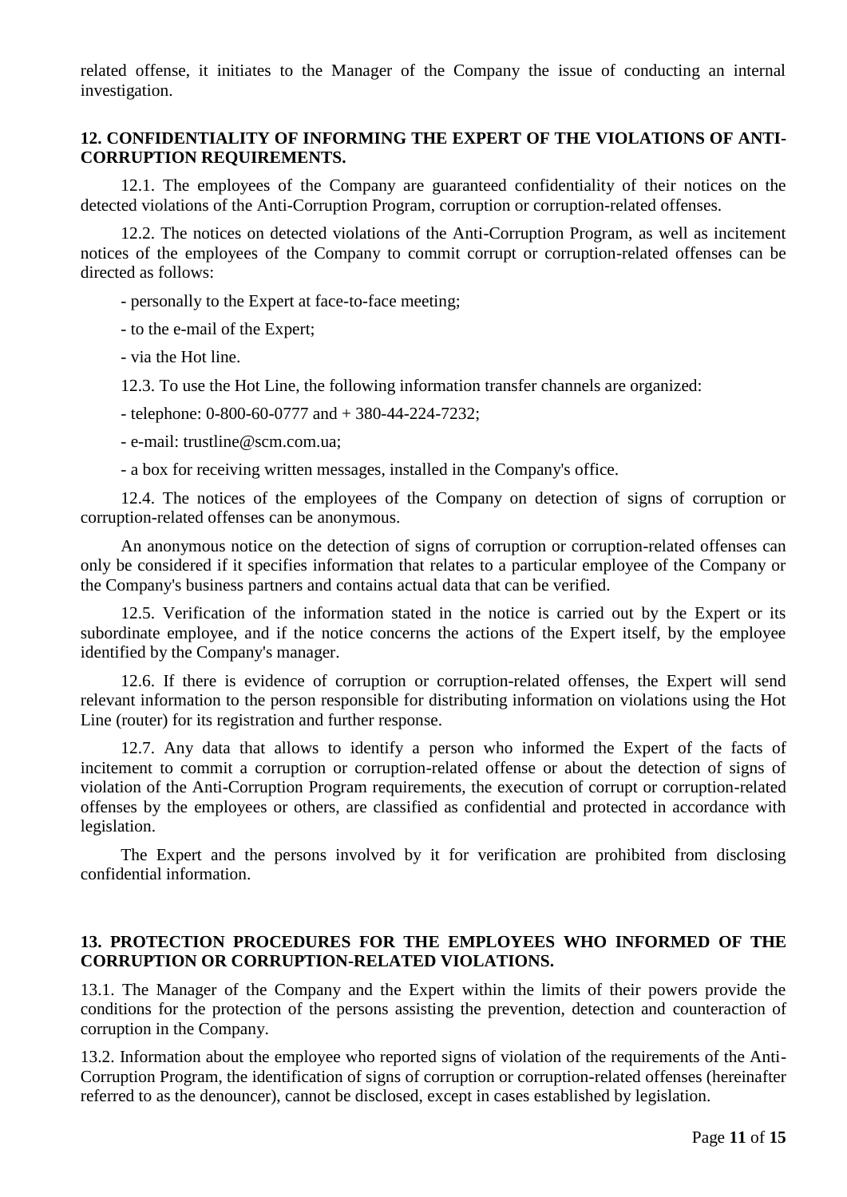related offense, it initiates to the Manager of the Company the issue of conducting an internal investigation.

## 12. CONFIDENTIALITY OF INFORMING THE EXPERT OF THE VIOLATIONS OF ANTI-CORRUPTION REQUIREMENTS.

12.1. The employees of the Company are guaranteed confidentiality of their notices on the detected violations of the Anti-Corruption Program, corruption or corruption-related offenses.

12.2. The notices on detected violations of the Anti-Corruption Program, as well as incitement notices of the employees of the Company to commit corrupt or corruption-related offenses can be directed as follows:

- personally to the Expert at face-to-face meeting;
- to the e-mail of the Expert;
- via the Hot line.

12.3. To use the Hot Line, the following information transfer channels are organized:

- telephone: 0-800-60-0777 and + 380-44-224-7232;
- e-mail: trustline@scm.com.ua;
- a box for receiving written messages, installed in the Company's office.

12.4. The notices of the employees of the Company on detection of signs of corruption or corruption-related offenses can be anonymous.

An anonymous notice on the detection of signs of corruption or corruption-related offenses can only be considered if it specifies information that relates to a particular employee of the Company or the Company's business partners and contains actual data that can be verified.

12.5. Verification of the information stated in the notice is carried out by the Expert or its subordinate employee, and if the notice concerns the actions of the Expert itself, by the employee identified by the Company's manager.

12.6. If there is evidence of corruption or corruption-related offenses, the Expert will send relevant information to the person responsible for distributing information on violations using the Hot Line (router) for its registration and further response.

12.7. Any data that allows to identify a person who informed the Expert of the facts of incitement to commit a corruption or corruption-related offense or about the detection of signs of violation of the Anti-Corruption Program requirements, the execution of corrupt or corruption-related offenses by the employees or others, are classified as confidential and protected in accordance with legislation.

The Expert and the persons involved by it for verification are prohibited from disclosing confidential information.

## 13. PROTECTION PROCEDURES FOR THE EMPLOYEES WHO INFORMED OF THE CORRUPTION OR CORRUPTION-RELATED VIOLATIONS.

13.1. The Manager of the Company and the Expert within the limits of their powers provide the conditions for the protection of the persons assisting the prevention, detection and counteraction of corruption in the Company.

13.2. Information about the employee who reported signs of violation of the requirements of the Anti-Corruption Program, the identification of signs of corruption or corruption-related offenses (hereinafter referred to as the denouncer), cannot be disclosed, except in cases established by legislation.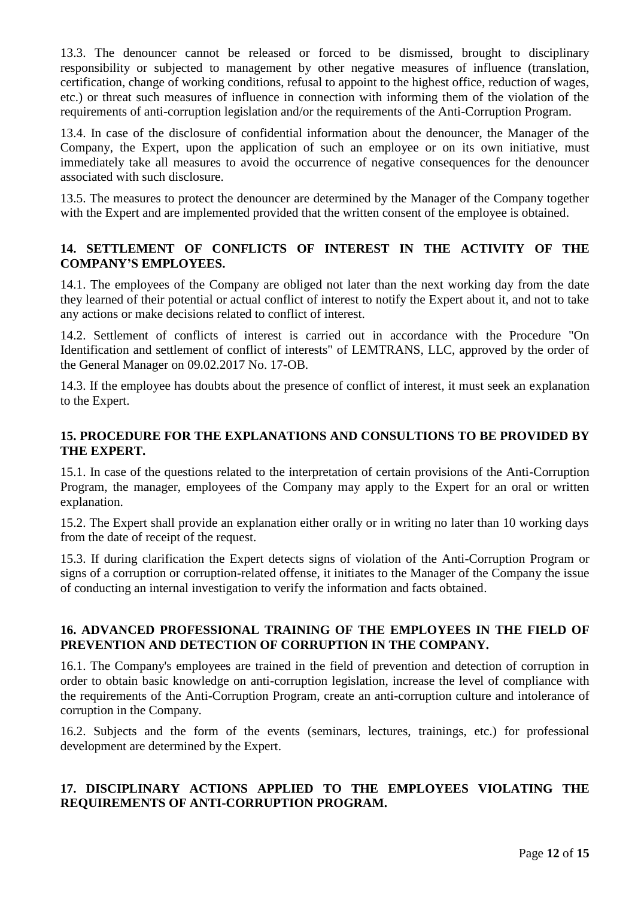13.3. The denouncer cannot be released or forced to be dismissed, brought to disciplinary responsibility or subjected to management by other negative measures of influence (translation, certification, change of working conditions, refusal to appoint to the highest office, reduction of wages, etc.) or threat such measures of influence in connection with informing them of the violation of the requirements of anti-corruption legislation and/or the requirements of the Anti-Corruption Program.

13.4. In case of the disclosure of confidential information about the denouncer, the Manager of the Company, the Expert, upon the application of such an employee or on its own initiative, must immediately take all measures to avoid the occurrence of negative consequences for the denouncer associated with such disclosure.

13.5. The measures to protect the denouncer are determined by the Manager of the Company together with the Expert and are implemented provided that the written consent of the employee is obtained.

## 14. SETTLEMENT OF CONFLICTS OF INTEREST IN THE ACTIVITY OF THE COMPANY'S EMPLOYEES.

14.1. The employees of the Company are obliged not later than the next working day from the date they learned of their potential or actual conflict of interest to notify the Expert about it, and not to take any actions or make decisions related to conflict of interest.

14.2. Settlement of conflicts of interest is carried out in accordance with the Procedure "On Identification and settlement of conflict of interests" of LEMTRANS, LLC, approved by the order of the General Manager on 09.02.2017 No. 17-OB.

14.3. If the employee has doubts about the presence of conflict of interest, it must seek an explanation to the Expert.

## 15. PROCEDURE FOR THE EXPLANATIONS AND CONSULTIONS TO BE PROVIDED BY THE EXPERT.

15.1. In case of the questions related to the interpretation of certain provisions of the Anti-Corruption Program, the manager, employees of the Company may apply to the Expert for an oral or written explanation.

15.2. The Expert shall provide an explanation either orally or in writing no later than 10 working days from the date of receipt of the request.

15.3. If during clarification the Expert detects signs of violation of the Anti-Corruption Program or signs of a corruption or corruption-related offense, it initiates to the Manager of the Company the issue of conducting an internal investigation to verify the information and facts obtained.

## 16. ADVANCED PROFESSIONAL TRAINING OF THE EMPLOYEES IN THE FIELD OF PREVENTION AND DETECTION OF CORRUPTION IN THE COMPANY.

16.1. The Company's employees are trained in the field of prevention and detection of corruption in order to obtain basic knowledge on anti-corruption legislation, increase the level of compliance with the requirements of the Anti-Corruption Program, create an anti-corruption culture and intolerance of corruption in the Company.

16.2. Subjects and the form of the events (seminars, lectures, trainings, etc.) for professional development are determined by the Expert.

## 17. DISCIPLINARY ACTIONS APPLIED TO THE EMPLOYEES VIOLATING THE REQUIREMENTS OF ANTI-CORRUPTION PROGRAM.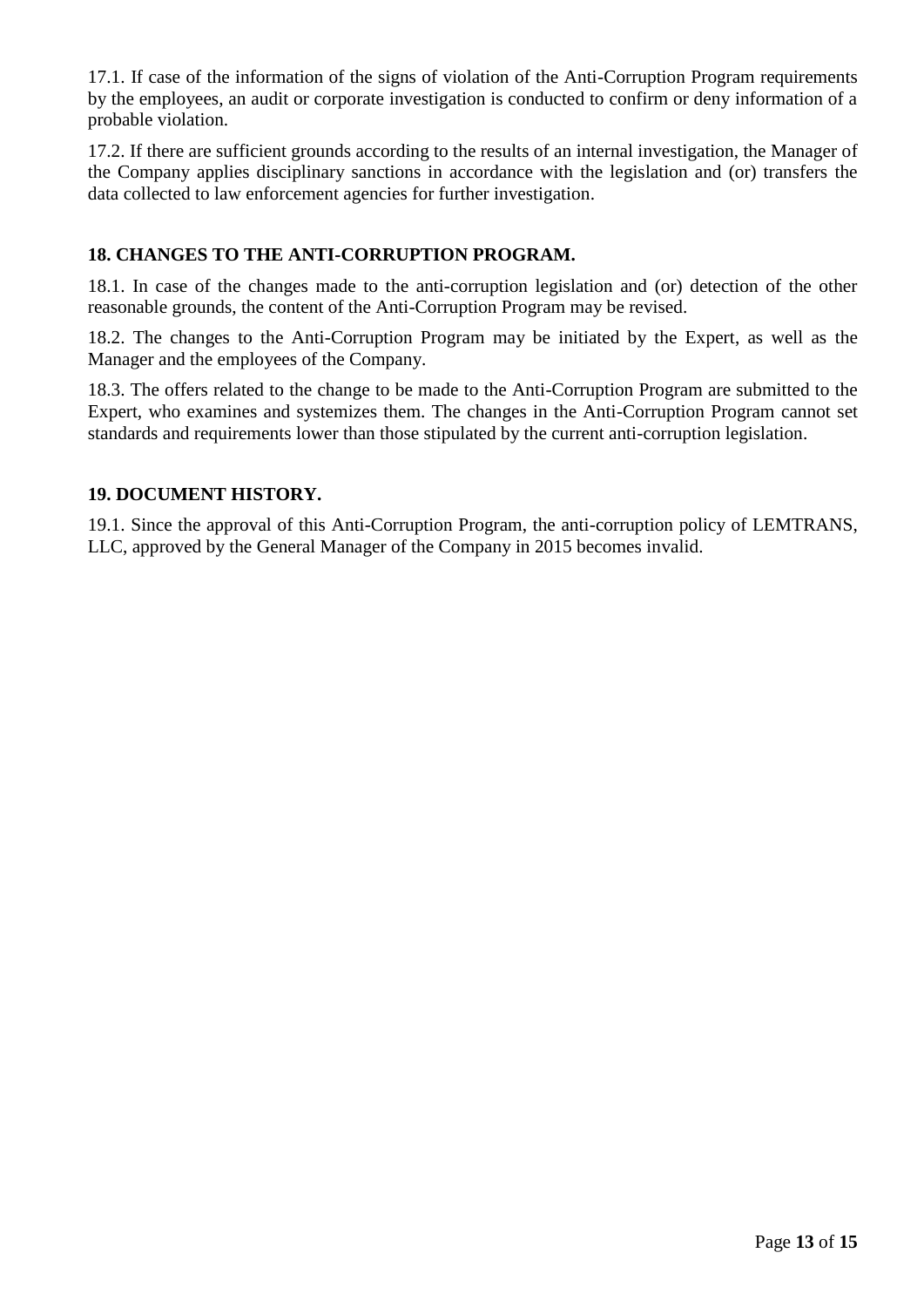17.1. If case of the information of the signs of violation of the Anti-Corruption Program requirements by the employees, an audit or corporate investigation is conducted to confirm or deny information of a probable violation.

17.2. If there are sufficient grounds according to the results of an internal investigation, the Manager of the Company applies disciplinary sanctions in accordance with the legislation and (or) transfers the data collected to law enforcement agencies for further investigation.

## 18. CHANGES TO THE ANTI-CORRUPTION PROGRAM.

18.1. In case of the changes made to the anti-corruption legislation and (or) detection of the other reasonable grounds, the content of the Anti-Corruption Program may be revised.

18.2. The changes to the Anti-Corruption Program may be initiated by the Expert, as well as the Manager and the employees of the Company.

18.3. The offers related to the change to be made to the Anti-Corruption Program are submitted to the Expert, who examines and systemizes them. The changes in the Anti-Corruption Program cannot set standards and requirements lower than those stipulated by the current anti-corruption legislation.

## 19. DOCUMENT HISTORY.

19.1. Since the approval of this Anti-Corruption Program, the anti-corruption policy of LEMTRANS, LLC, approved by the General Manager of the Company in 2015 becomes invalid.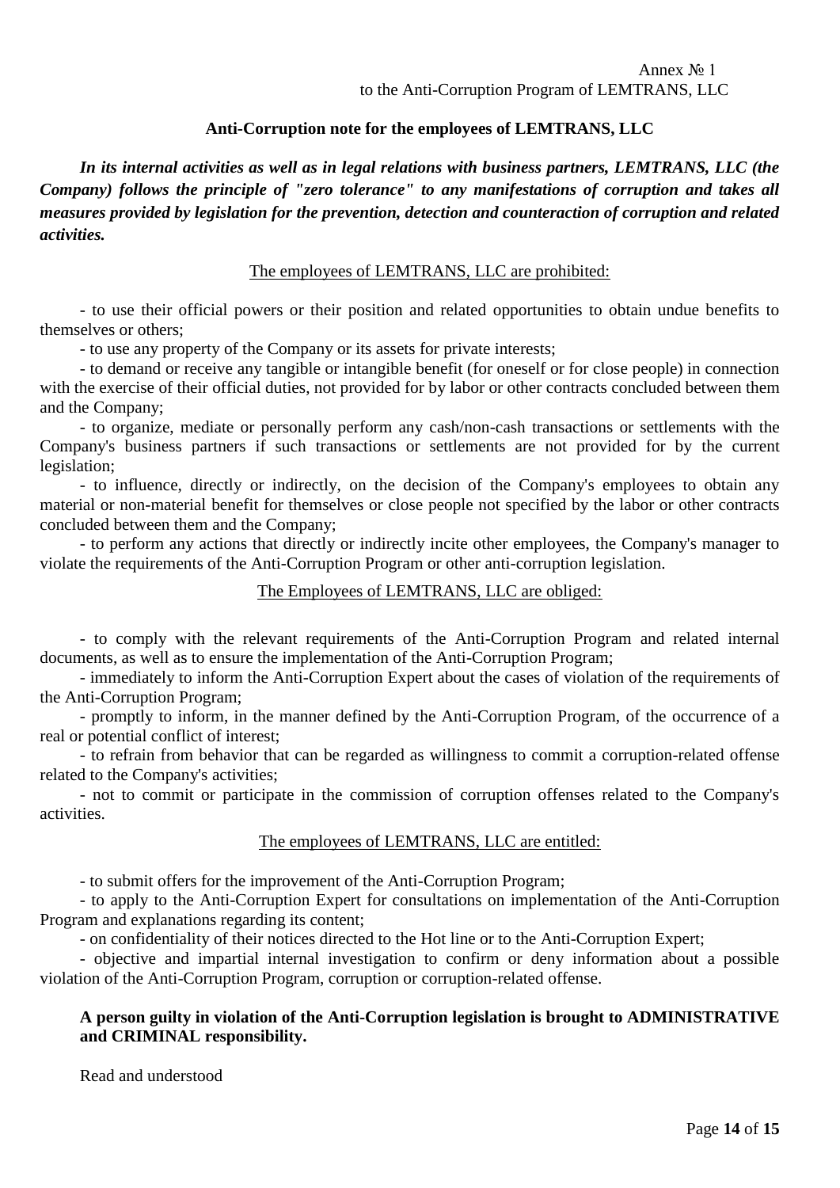Annex № 1
to the Anti-Corruption Program of LEMTRANS, LLC

## Anti-Corruption note for the employees of LEMTRANS, LLC

***In its internal activities as well as in legal relations with business partners, LEMTRANS, LLC (the Company) follows the principle of "zero tolerance" to any manifestations of corruption and takes all measures provided by legislation for the prevention, detection and counteraction of corruption and related activities.***

<u>The employees of LEMTRANS, LLC are prohibited:</u>

- to use their official powers or their position and related opportunities to obtain undue benefits to themselves or others;
- to use any property of the Company or its assets for private interests;
- to demand or receive any tangible or intangible benefit (for oneself or for close people) in connection with the exercise of their official duties, not provided for by labor or other contracts concluded between them and the Company;
- to organize, mediate or personally perform any cash/non-cash transactions or settlements with the Company's business partners if such transactions or settlements are not provided for by the current legislation;
- to influence, directly or indirectly, on the decision of the Company's employees to obtain any material or non-material benefit for themselves or close people not specified by the labor or other contracts concluded between them and the Company;
- to perform any actions that directly or indirectly incite other employees, the Company's manager to violate the requirements of the Anti-Corruption Program or other anti-corruption legislation.

<u>The Employees of LEMTRANS, LLC are obliged:</u>

- to comply with the relevant requirements of the Anti-Corruption Program and related internal documents, as well as to ensure the implementation of the Anti-Corruption Program;
- immediately to inform the Anti-Corruption Expert about the cases of violation of the requirements of the Anti-Corruption Program;
- promptly to inform, in the manner defined by the Anti-Corruption Program, of the occurrence of a real or potential conflict of interest;
- to refrain from behavior that can be regarded as willingness to commit a corruption-related offense related to the Company's activities;
- not to commit or participate in the commission of corruption offenses related to the Company's activities.

<u>The employees of LEMTRANS, LLC are entitled:</u>

- to submit offers for the improvement of the Anti-Corruption Program;
- to apply to the Anti-Corruption Expert for consultations on implementation of the Anti-Corruption Program and explanations regarding its content;
- on confidentiality of their notices directed to the Hot line or to the Anti-Corruption Expert;
- objective and impartial internal investigation to confirm or deny information about a possible violation of the Anti-Corruption Program, corruption or corruption-related offense.

**A person guilty in violation of the Anti-Corruption legislation is brought to ADMINISTRATIVE and CRIMINAL responsibility.**

Read and understood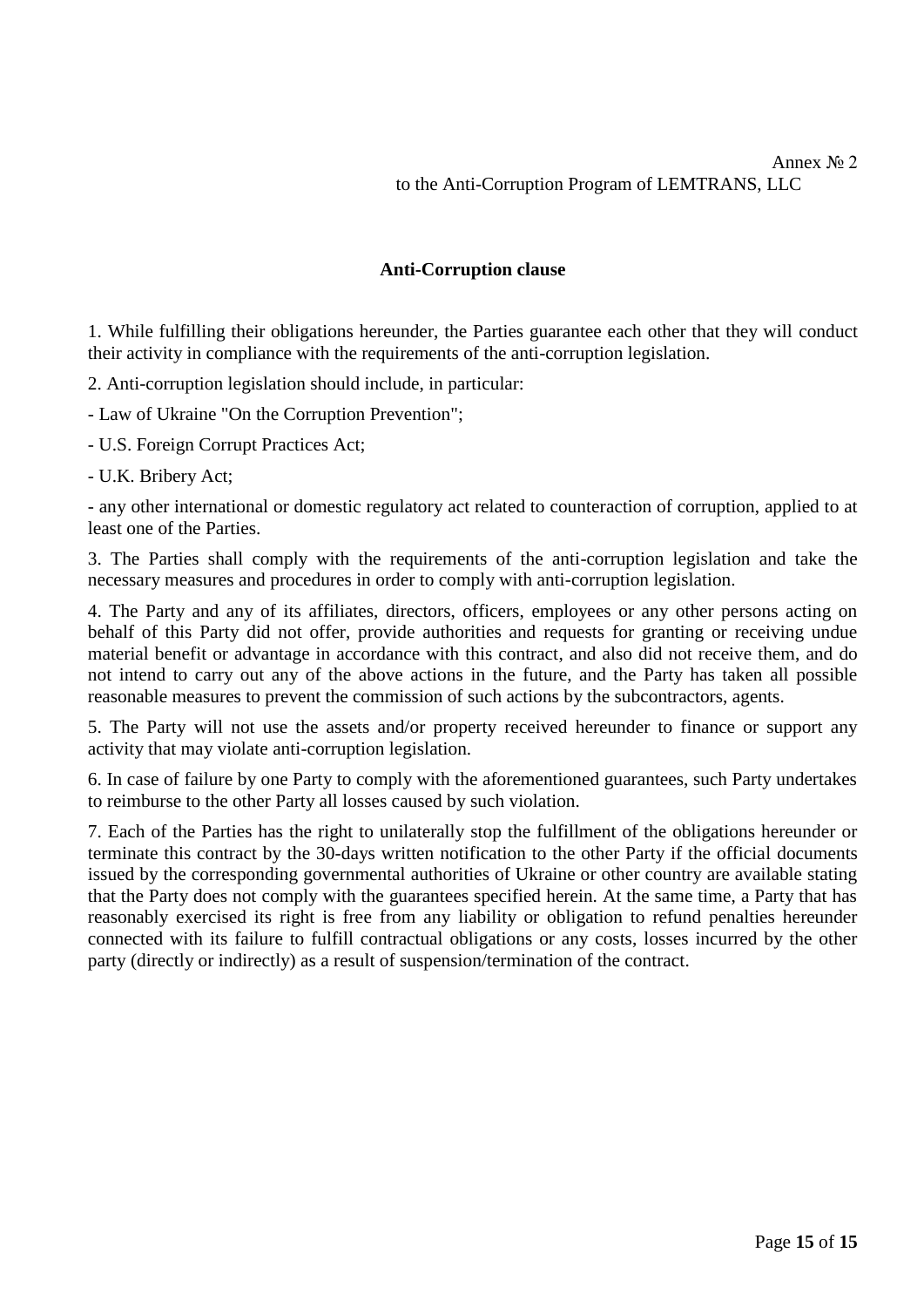Annex № 2
to the Anti-Corruption Program of LEMTRANS, LLC

**Anti-Corruption clause**

1. While fulfilling their obligations hereunder, the Parties guarantee each other that they will conduct their activity in compliance with the requirements of the anti-corruption legislation.

2. Anti-corruption legislation should include, in particular:

- Law of Ukraine "On the Corruption Prevention";

- U.S. Foreign Corrupt Practices Act;

- U.K. Bribery Act;

- any other international or domestic regulatory act related to counteraction of corruption, applied to at least one of the Parties.

3. The Parties shall comply with the requirements of the anti-corruption legislation and take the necessary measures and procedures in order to comply with anti-corruption legislation.

4. The Party and any of its affiliates, directors, officers, employees or any other persons acting on behalf of this Party did not offer, provide authorities and requests for granting or receiving undue material benefit or advantage in accordance with this contract, and also did not receive them, and do not intend to carry out any of the above actions in the future, and the Party has taken all possible reasonable measures to prevent the commission of such actions by the subcontractors, agents.

5. The Party will not use the assets and/or property received hereunder to finance or support any activity that may violate anti-corruption legislation.

6. In case of failure by one Party to comply with the aforementioned guarantees, such Party undertakes to reimburse to the other Party all losses caused by such violation.

7. Each of the Parties has the right to unilaterally stop the fulfillment of the obligations hereunder or terminate this contract by the 30-days written notification to the other Party if the official documents issued by the corresponding governmental authorities of Ukraine or other country are available stating that the Party does not comply with the guarantees specified herein. At the same time, a Party that has reasonably exercised its right is free from any liability or obligation to refund penalties hereunder connected with its failure to fulfill contractual obligations or any costs, losses incurred by the other party (directly or indirectly) as a result of suspension/termination of the contract.